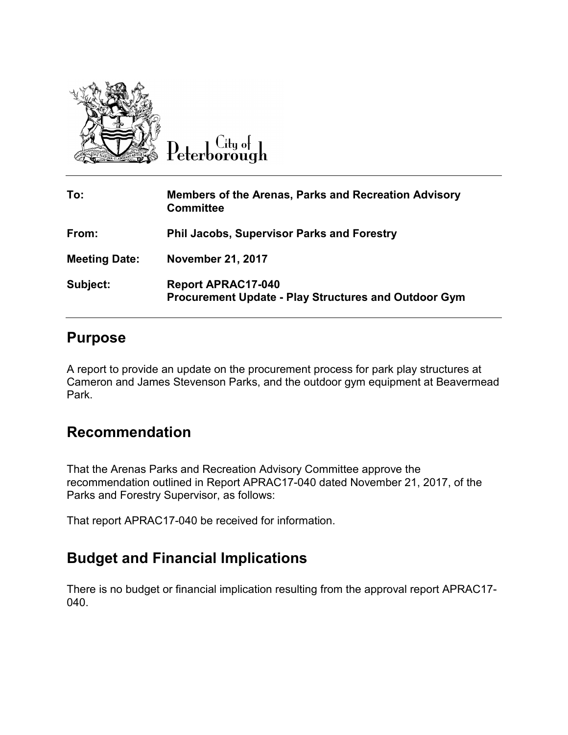City of Peterborough

| | |
|---|---|
| **To:** | **Members of the Arenas, Parks and Recreation Advisory Committee** |
| **From:** | **Phil Jacobs, Supervisor Parks and Forestry** |
| **Meeting Date:** | **November 21, 2017** |
| **Subject:** | **Report APRAC17-040**<br>**Procurement Update - Play Structures and Outdoor Gym** |

## Purpose

A report to provide an update on the procurement process for park play structures at Cameron and James Stevenson Parks, and the outdoor gym equipment at Beavermead Park.

## Recommendation

That the Arenas Parks and Recreation Advisory Committee approve the recommendation outlined in Report APRAC17-040 dated November 21, 2017, of the Parks and Forestry Supervisor, as follows:

That report APRAC17-040 be received for information.

## Budget and Financial Implications

There is no budget or financial implication resulting from the approval report APRAC17-040.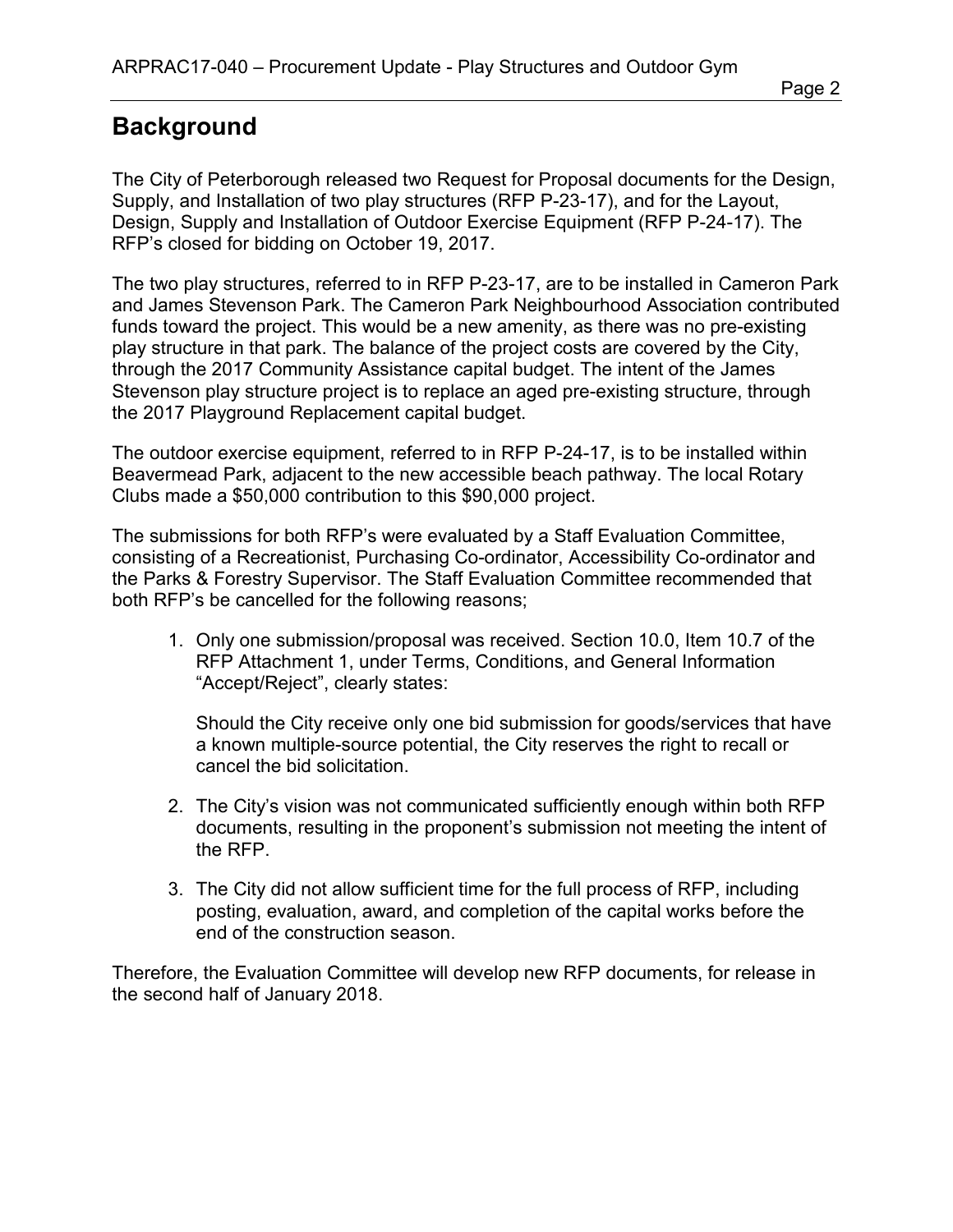## Background

The City of Peterborough released two Request for Proposal documents for the Design, Supply, and Installation of two play structures (RFP P-23-17), and for the Layout, Design, Supply and Installation of Outdoor Exercise Equipment (RFP P-24-17). The RFP's closed for bidding on October 19, 2017.

The two play structures, referred to in RFP P-23-17, are to be installed in Cameron Park and James Stevenson Park. The Cameron Park Neighbourhood Association contributed funds toward the project. This would be a new amenity, as there was no pre-existing play structure in that park. The balance of the project costs are covered by the City, through the 2017 Community Assistance capital budget. The intent of the James Stevenson play structure project is to replace an aged pre-existing structure, through the 2017 Playground Replacement capital budget.

The outdoor exercise equipment, referred to in RFP P-24-17, is to be installed within Beavermead Park, adjacent to the new accessible beach pathway. The local Rotary Clubs made a $50,000 contribution to this $90,000 project.

The submissions for both RFP's were evaluated by a Staff Evaluation Committee, consisting of a Recreationist, Purchasing Co-ordinator, Accessibility Co-ordinator and the Parks & Forestry Supervisor. The Staff Evaluation Committee recommended that both RFP's be cancelled for the following reasons;

1. Only one submission/proposal was received. Section 10.0, Item 10.7 of the RFP Attachment 1, under Terms, Conditions, and General Information "Accept/Reject", clearly states:

   Should the City receive only one bid submission for goods/services that have a known multiple-source potential, the City reserves the right to recall or cancel the bid solicitation.

2. The City's vision was not communicated sufficiently enough within both RFP documents, resulting in the proponent's submission not meeting the intent of the RFP.

3. The City did not allow sufficient time for the full process of RFP, including posting, evaluation, award, and completion of the capital works before the end of the construction season.

Therefore, the Evaluation Committee will develop new RFP documents, for release in the second half of January 2018.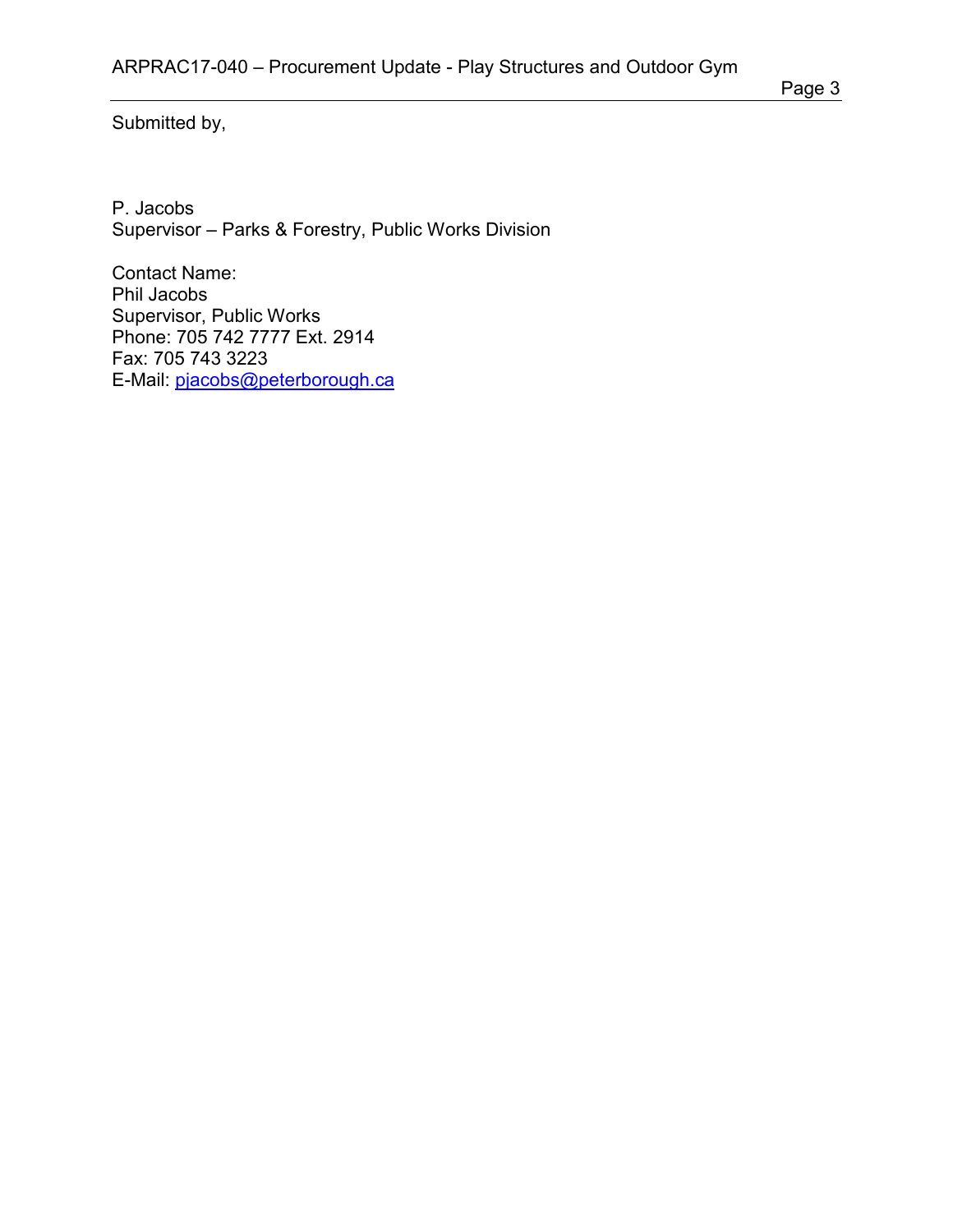Submitted by,

P. Jacobs
Supervisor – Parks & Forestry, Public Works Division

Contact Name:
Phil Jacobs
Supervisor, Public Works
Phone: 705 742 7777 Ext. 2914
Fax: 705 743 3223
E-Mail: pjacobs@peterborough.ca